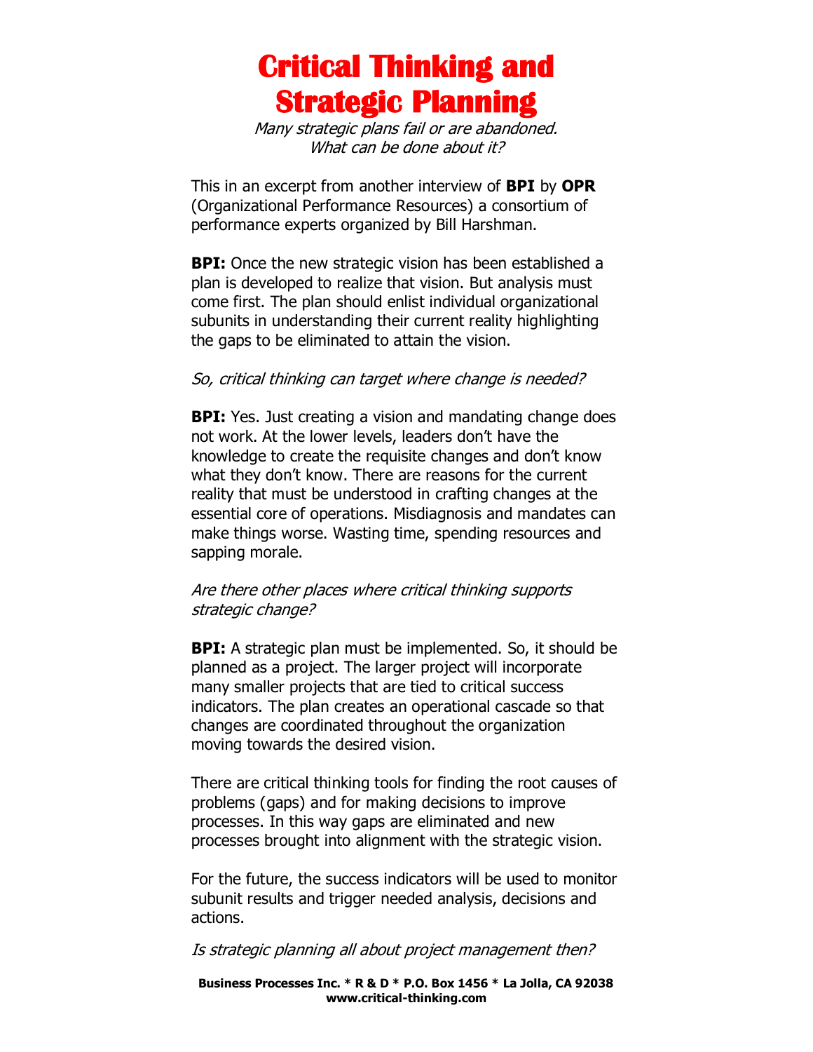# Critical Thinking and Strategic Planning

*Many strategic plans fail or are abandoned. What can be done about it?*

This in an excerpt from another interview of **BPI** by **OPR** (Organizational Performance Resources) a consortium of performance experts organized by Bill Harshman.

**BPI:** Once the new strategic vision has been established a plan is developed to realize that vision. But analysis must come first. The plan should enlist individual organizational subunits in understanding their current reality highlighting the gaps to be eliminated to attain the vision.

*So, critical thinking can target where change is needed?*

**BPI:** Yes. Just creating a vision and mandating change does not work. At the lower levels, leaders don't have the knowledge to create the requisite changes and don't know what they don't know. There are reasons for the current reality that must be understood in crafting changes at the essential core of operations. Misdiagnosis and mandates can make things worse. Wasting time, spending resources and sapping morale.

*Are there other places where critical thinking supports strategic change?*

**BPI:** A strategic plan must be implemented. So, it should be planned as a project. The larger project will incorporate many smaller projects that are tied to critical success indicators. The plan creates an operational cascade so that changes are coordinated throughout the organization moving towards the desired vision.

There are critical thinking tools for finding the root causes of problems (gaps) and for making decisions to improve processes. In this way gaps are eliminated and new processes brought into alignment with the strategic vision.

For the future, the success indicators will be used to monitor subunit results and trigger needed analysis, decisions and actions.

*Is strategic planning all about project management then?*

**Business Processes Inc. * R & D * P.O. Box 1456 * La Jolla, CA 92038**
**www.critical-thinking.com**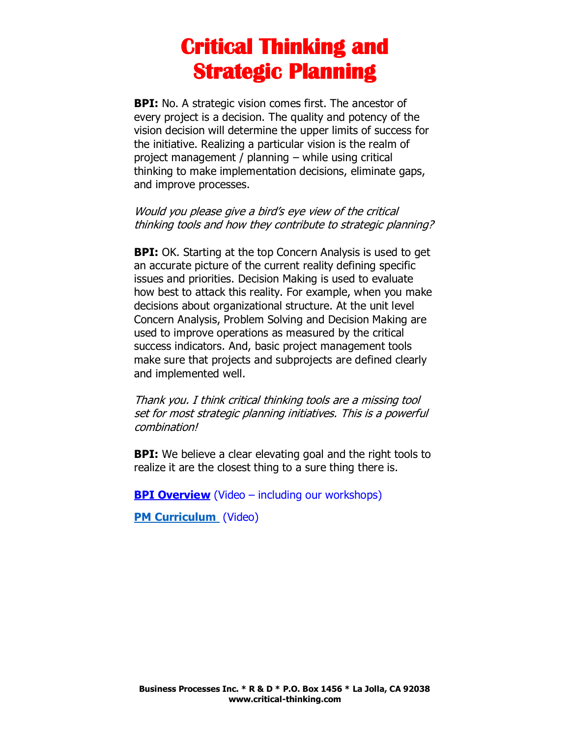# Critical Thinking and Strategic Planning

**BPI:** No. A strategic vision comes first. The ancestor of every project is a decision. The quality and potency of the vision decision will determine the upper limits of success for the initiative. Realizing a particular vision is the realm of project management / planning – while using critical thinking to make implementation decisions, eliminate gaps, and improve processes.

*Would you please give a bird's eye view of the critical thinking tools and how they contribute to strategic planning?*

**BPI:** OK. Starting at the top Concern Analysis is used to get an accurate picture of the current reality defining specific issues and priorities. Decision Making is used to evaluate how best to attack this reality. For example, when you make decisions about organizational structure. At the unit level Concern Analysis, Problem Solving and Decision Making are used to improve operations as measured by the critical success indicators. And, basic project management tools make sure that projects and subprojects are defined clearly and implemented well.

*Thank you. I think critical thinking tools are a missing tool set for most strategic planning initiatives. This is a powerful combination!*

**BPI:** We believe a clear elevating goal and the right tools to realize it are the closest thing to a sure thing there is.

**BPI Overview** (Video – including our workshops)

**PM Curriculum** (Video)

**Business Processes Inc. * R & D * P.O. Box 1456 * La Jolla, CA 92038**
**www.critical-thinking.com**